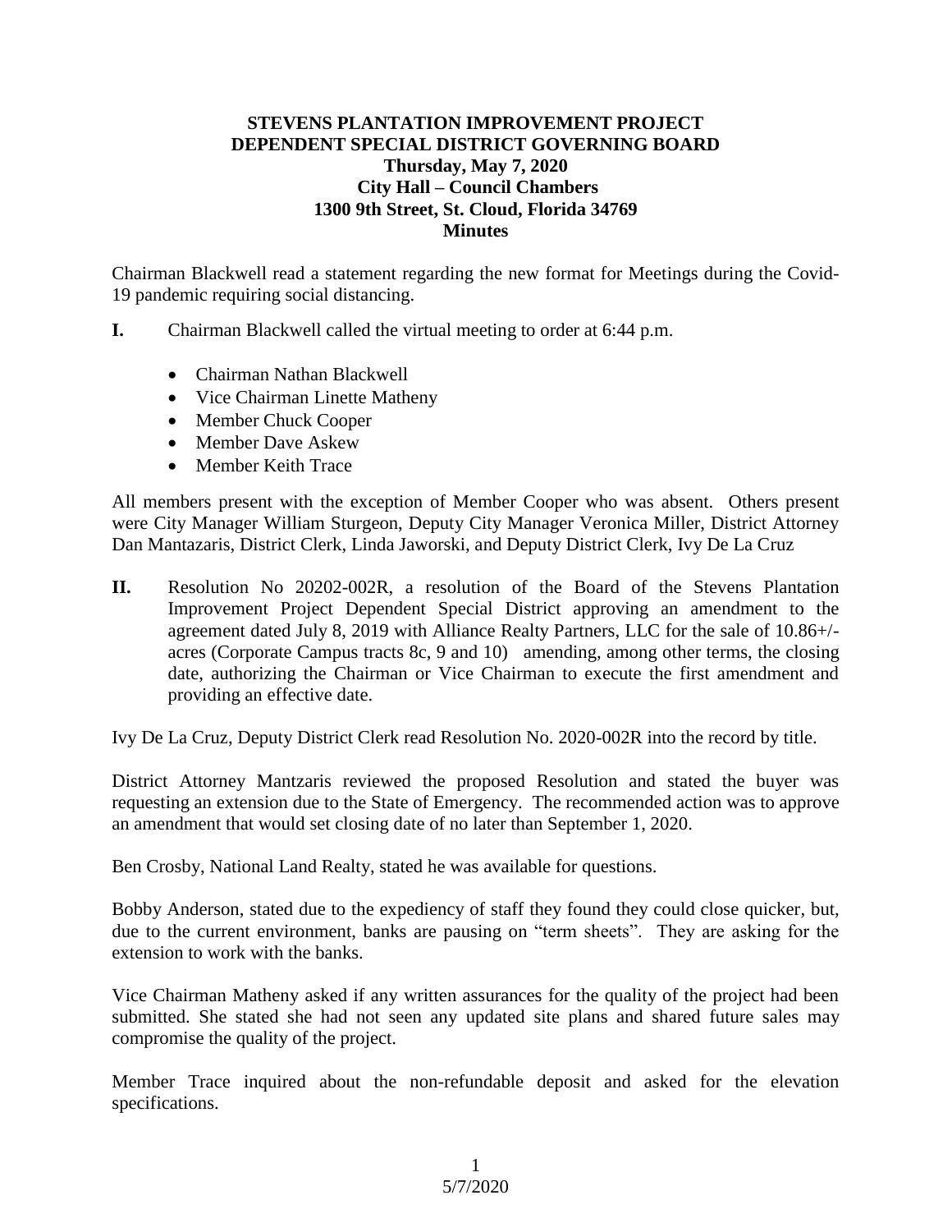# STEVENS PLANTATION IMPROVEMENT PROJECT DEPENDENT SPECIAL DISTRICT GOVERNING BOARD

**Thursday, May 7, 2020**
**City Hall – Council Chambers**
**1300 9th Street, St. Cloud, Florida 34769**
**Minutes**

Chairman Blackwell read a statement regarding the new format for Meetings during the Covid-19 pandemic requiring social distancing.

**I.** Chairman Blackwell called the virtual meeting to order at 6:44 p.m.

- Chairman Nathan Blackwell
- Vice Chairman Linette Matheny
- Member Chuck Cooper
- Member Dave Askew
- Member Keith Trace

All members present with the exception of Member Cooper who was absent. Others present were City Manager William Sturgeon, Deputy City Manager Veronica Miller, District Attorney Dan Mantazaris, District Clerk, Linda Jaworski, and Deputy District Clerk, Ivy De La Cruz

**II.** Resolution No 20202-002R, a resolution of the Board of the Stevens Plantation Improvement Project Dependent Special District approving an amendment to the agreement dated July 8, 2019 with Alliance Realty Partners, LLC for the sale of 10.86+/- acres (Corporate Campus tracts 8c, 9 and 10) amending, among other terms, the closing date, authorizing the Chairman or Vice Chairman to execute the first amendment and providing an effective date.

Ivy De La Cruz, Deputy District Clerk read Resolution No. 2020-002R into the record by title.

District Attorney Mantzaris reviewed the proposed Resolution and stated the buyer was requesting an extension due to the State of Emergency. The recommended action was to approve an amendment that would set closing date of no later than September 1, 2020.

Ben Crosby, National Land Realty, stated he was available for questions.

Bobby Anderson, stated due to the expediency of staff they found they could close quicker, but, due to the current environment, banks are pausing on "term sheets". They are asking for the extension to work with the banks.

Vice Chairman Matheny asked if any written assurances for the quality of the project had been submitted. She stated she had not seen any updated site plans and shared future sales may compromise the quality of the project.

Member Trace inquired about the non-refundable deposit and asked for the elevation specifications.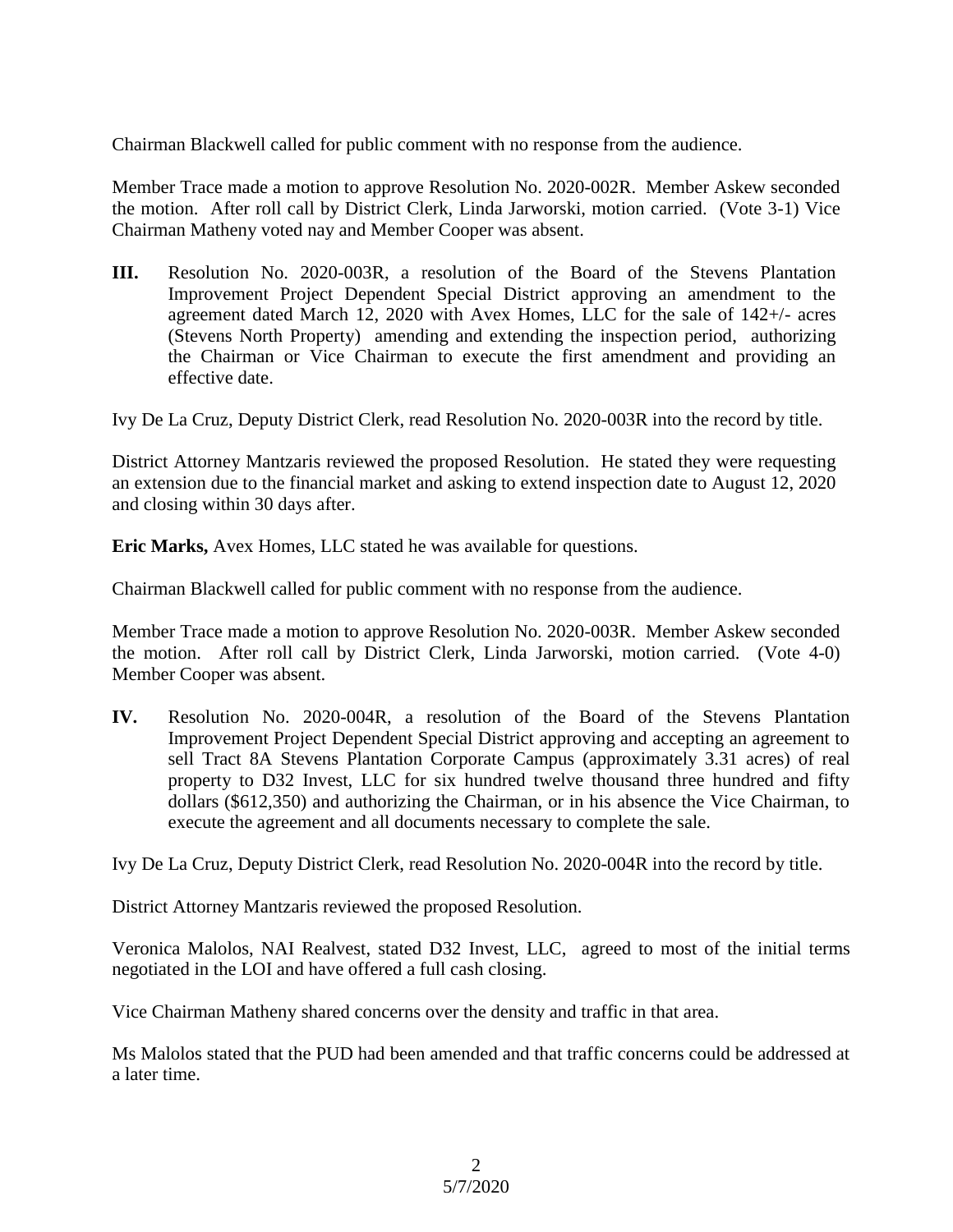Chairman Blackwell called for public comment with no response from the audience.

Member Trace made a motion to approve Resolution No. 2020-002R. Member Askew seconded the motion. After roll call by District Clerk, Linda Jarworski, motion carried. (Vote 3-1) Vice Chairman Matheny voted nay and Member Cooper was absent.

**III.** Resolution No. 2020-003R, a resolution of the Board of the Stevens Plantation Improvement Project Dependent Special District approving an amendment to the agreement dated March 12, 2020 with Avex Homes, LLC for the sale of 142+/- acres (Stevens North Property) amending and extending the inspection period, authorizing the Chairman or Vice Chairman to execute the first amendment and providing an effective date.

Ivy De La Cruz, Deputy District Clerk, read Resolution No. 2020-003R into the record by title.

District Attorney Mantzaris reviewed the proposed Resolution. He stated they were requesting an extension due to the financial market and asking to extend inspection date to August 12, 2020 and closing within 30 days after.

**Eric Marks,** Avex Homes, LLC stated he was available for questions.

Chairman Blackwell called for public comment with no response from the audience.

Member Trace made a motion to approve Resolution No. 2020-003R. Member Askew seconded the motion. After roll call by District Clerk, Linda Jarworski, motion carried. (Vote 4-0) Member Cooper was absent.

**IV.** Resolution No. 2020-004R, a resolution of the Board of the Stevens Plantation Improvement Project Dependent Special District approving and accepting an agreement to sell Tract 8A Stevens Plantation Corporate Campus (approximately 3.31 acres) of real property to D32 Invest, LLC for six hundred twelve thousand three hundred and fifty dollars ($612,350) and authorizing the Chairman, or in his absence the Vice Chairman, to execute the agreement and all documents necessary to complete the sale.

Ivy De La Cruz, Deputy District Clerk, read Resolution No. 2020-004R into the record by title.

District Attorney Mantzaris reviewed the proposed Resolution.

Veronica Malolos, NAI Realvest, stated D32 Invest, LLC, agreed to most of the initial terms negotiated in the LOI and have offered a full cash closing.

Vice Chairman Matheny shared concerns over the density and traffic in that area.

Ms Malolos stated that the PUD had been amended and that traffic concerns could be addressed at a later time.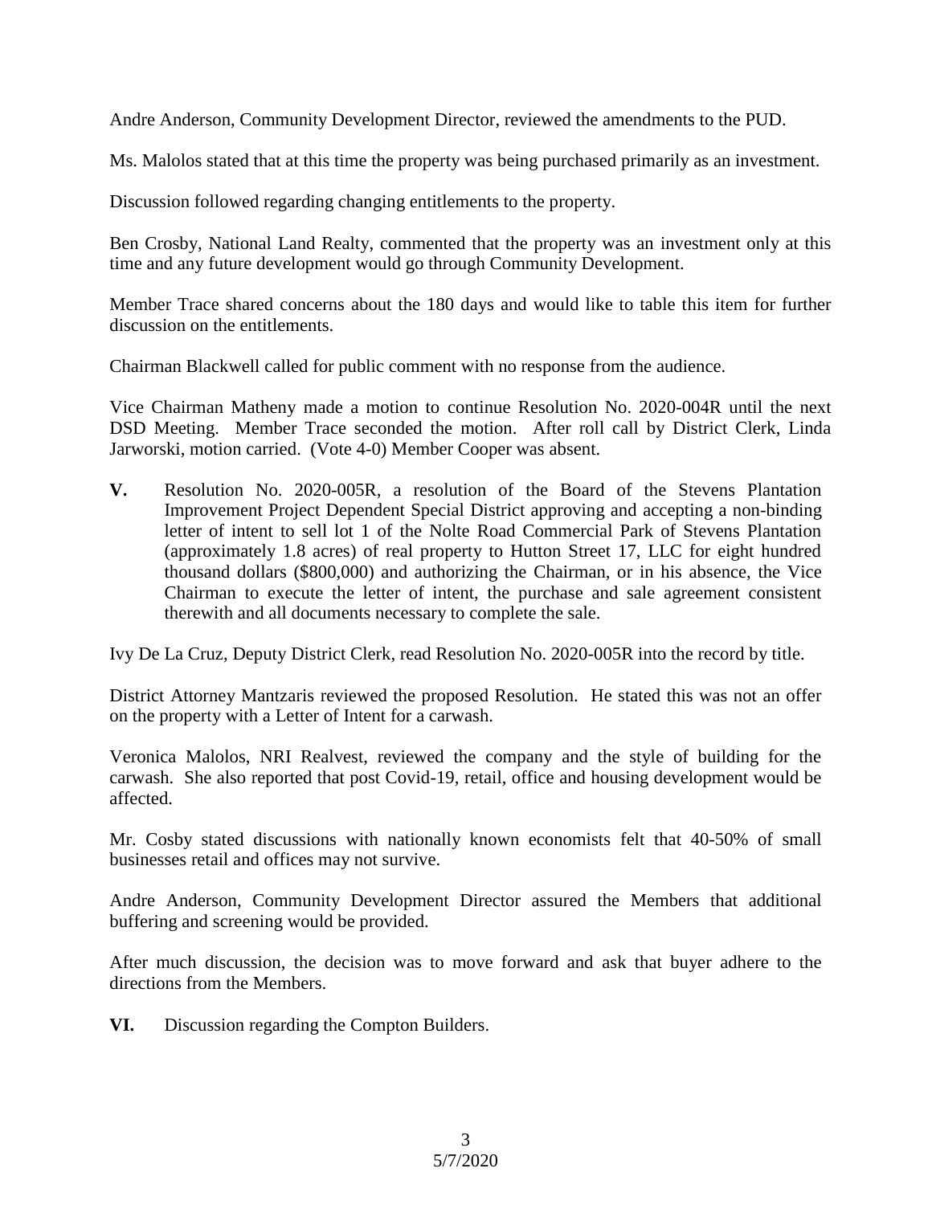Andre Anderson, Community Development Director, reviewed the amendments to the PUD.

Ms. Malolos stated that at this time the property was being purchased primarily as an investment.

Discussion followed regarding changing entitlements to the property.

Ben Crosby, National Land Realty, commented that the property was an investment only at this time and any future development would go through Community Development.

Member Trace shared concerns about the 180 days and would like to table this item for further discussion on the entitlements.

Chairman Blackwell called for public comment with no response from the audience.

Vice Chairman Matheny made a motion to continue Resolution No. 2020-004R until the next DSD Meeting. Member Trace seconded the motion. After roll call by District Clerk, Linda Jarworski, motion carried. (Vote 4-0) Member Cooper was absent.

**V.** Resolution No. 2020-005R, a resolution of the Board of the Stevens Plantation Improvement Project Dependent Special District approving and accepting a non-binding letter of intent to sell lot 1 of the Nolte Road Commercial Park of Stevens Plantation (approximately 1.8 acres) of real property to Hutton Street 17, LLC for eight hundred thousand dollars ($800,000) and authorizing the Chairman, or in his absence, the Vice Chairman to execute the letter of intent, the purchase and sale agreement consistent therewith and all documents necessary to complete the sale.

Ivy De La Cruz, Deputy District Clerk, read Resolution No. 2020-005R into the record by title.

District Attorney Mantzaris reviewed the proposed Resolution. He stated this was not an offer on the property with a Letter of Intent for a carwash.

Veronica Malolos, NRI Realvest, reviewed the company and the style of building for the carwash. She also reported that post Covid-19, retail, office and housing development would be affected.

Mr. Cosby stated discussions with nationally known economists felt that 40-50% of small businesses retail and offices may not survive.

Andre Anderson, Community Development Director assured the Members that additional buffering and screening would be provided.

After much discussion, the decision was to move forward and ask that buyer adhere to the directions from the Members.

**VI.** Discussion regarding the Compton Builders.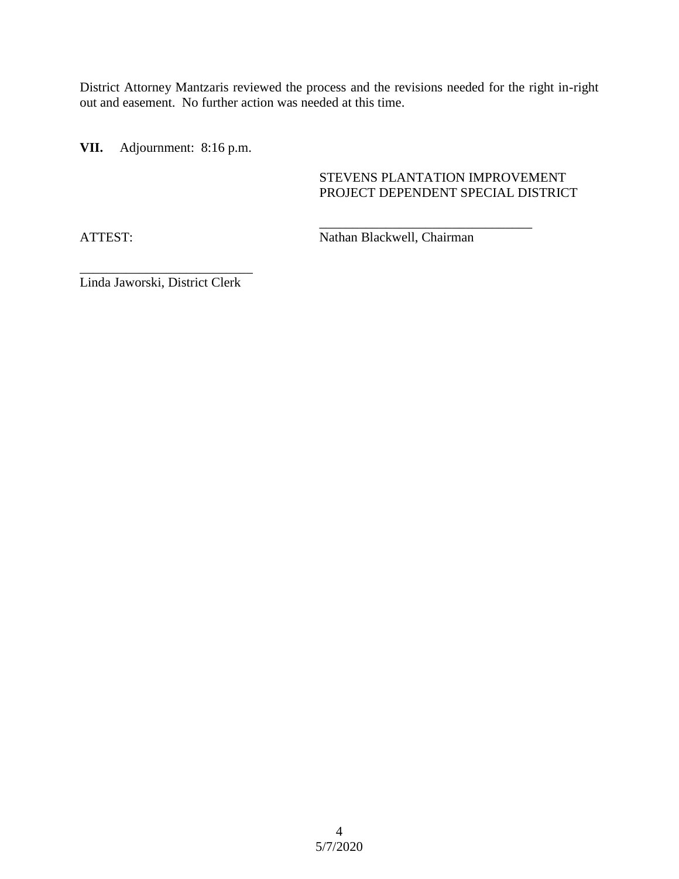District Attorney Mantzaris reviewed the process and the revisions needed for the right in-right out and easement. No further action was needed at this time.

**VII.** Adjournment: 8:16 p.m.

STEVENS PLANTATION IMPROVEMENT PROJECT DEPENDENT SPECIAL DISTRICT

ATTEST:

________________________________
Nathan Blackwell, Chairman

__________________________
Linda Jaworski, District Clerk